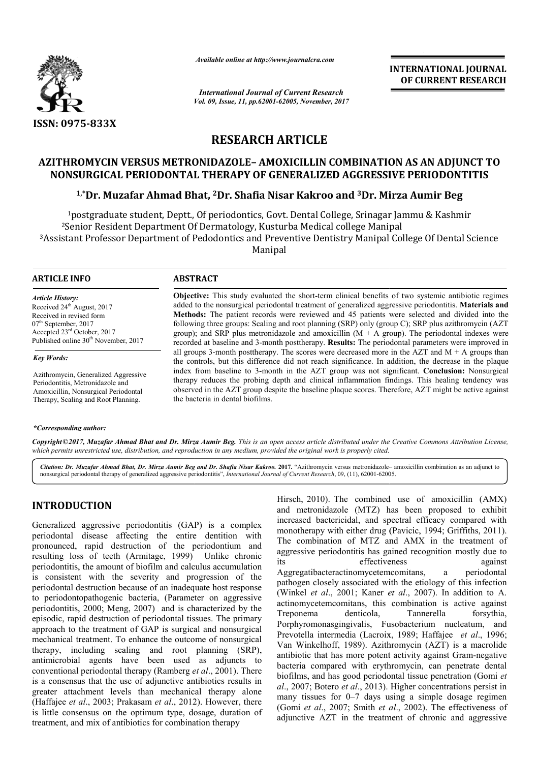ISSN: 0975-833X

*Available online at http://www.journalcra.com*

*International Journal of Current Research*
*Vol. 09, Issue, 11, pp.62001-62005, November, 2017*

**INTERNATIONAL JOURNAL OF CURRENT RESEARCH**

# RESEARCH ARTICLE

## AZITHROMYCIN VERSUS METRONIDAZOLE– AMOXICILLIN COMBINATION AS AN ADJUNCT TO NONSURGICAL PERIODONTAL THERAPY OF GENERALIZED AGGRESSIVE PERIODONTITIS

**[1,*]Dr. Muzafar Ahmad Bhat, [2]Dr. Shafia Nisar Kakroo and [3]Dr. Mirza Aumir Beg**

[1]postgraduate student, Deptt., Of periodontics, Govt. Dental College, Srinagar Jammu & Kashmir
[2]Senior Resident Department Of Dermatology, Kusturba Medical college Manipal
[3]Assistant Professor Department of Pedodontics and Preventive Dentistry Manipal College Of Dental Science Manipal

**ARTICLE INFO**

*Article History:*
Received 24th August, 2017
Received in revised form
07th September, 2017
Accepted 23rd October, 2017
Published online 30th November, 2017

*Key Words:*
Azithromycin, Generalized Aggressive Periodontitis, Metronidazole and Amoxicillin, Nonsurgical Periodontal Therapy, Scaling and Root Planning.

**ABSTRACT**

**Objective:** This study evaluated the short-term clinical benefits of two systemic antibiotic regimes added to the nonsurgical periodontal treatment of generalized aggressive periodontitis. **Materials and Methods:** The patient records were reviewed and 45 patients were selected and divided into the following three groups: Scaling and root planning (SRP) only (group C); SRP plus azithromycin (AZT group); and SRP plus metronidazole and amoxicillin (M + A group). The periodontal indexes were recorded at baseline and 3-month posttherapy. **Results:** The periodontal parameters were improved in all groups 3-month posttherapy. The scores were decreased more in the AZT and M + A groups than the controls, but this difference did not reach significance. In addition, the decrease in the plaque index from baseline to 3-month in the AZT group was not significant. **Conclusion:** Nonsurgical therapy reduces the probing depth and clinical inflammation findings. This healing tendency was observed in the AZT group despite the baseline plaque scores. Therefore, AZT might be active against the bacteria in dental biofilms.

*\*Corresponding author:*

*Copyright©2017, Muzafar Ahmad Bhat and Dr. Mirza Aumir Beg. This is an open access article distributed under the Creative Commons Attribution License, which permits unrestricted use, distribution, and reproduction in any medium, provided the original work is properly cited.*

*Citation: Dr. Muzafar Ahmad Bhat, Dr. Mirza Aumir Beg and Dr. Shafia Nisar Kakroo.* **2017.** "Azithromycin versus metronidazole– amoxicillin combination as an adjunct to nonsurgical periodontal therapy of generalized aggressive periodontitis", *International Journal of Current Research*, 09, (11), 62001-62005.

## INTRODUCTION

Generalized aggressive periodontitis (GAP) is a complex periodontal disease affecting the entire dentition with pronounced, rapid destruction of the periodontium and resulting loss of teeth (Armitage, 1999) Unlike chronic periodontitis, the amount of biofilm and calculus accumulation is consistent with the severity and progression of the periodontal destruction because of an inadequate host response to periodontopathogenic bacteria, (Parameter on aggressive periodontitis, 2000; Meng, 2007) and is characterized by the episodic, rapid destruction of periodontal tissues. The primary approach to the treatment of GAP is surgical and nonsurgical mechanical treatment. To enhance the outcome of nonsurgical therapy, including scaling and root planning (SRP), antimicrobial agents have been used as adjuncts to conventional periodontal therapy (Ramberg *et al*., 2001). There is a consensus that the use of adjunctive antibiotics results in greater attachment levels than mechanical therapy alone (Haffajee *et al*., 2003; Prakasam *et al*., 2012). However, there is little consensus on the optimum type, dosage, duration of treatment, and mix of antibiotics for combination therapy Hirsch, 2010). The combined use of amoxicillin (AMX) and metronidazole (MTZ) has been proposed to exhibit increased bactericidal, and spectral efficacy compared with monotherapy with either drug (Pavicic, 1994; Griffiths, 2011). The combination of MTZ and AMX in the treatment of aggressive periodontitis has gained recognition mostly due to its effectiveness against Aggregatibacteractinomycetemcomitans, a periodontal pathogen closely associated with the etiology of this infection (Winkel *et al*., 2001; Kaner *et al*., 2007). In addition to A. actinomycetemcomitans, this combination is active against Treponema denticola, Tannerella forsythia, Porphyromonasgingivalis, Fusobacterium nucleatum, and Prevotella intermedia (Lacroix, 1989; Haffajee *et al*., 1996; Van Winkelhoff, 1989). Azithromycin (AZT) is a macrolide antibiotic that has more potent activity against Gram-negative bacteria compared with erythromycin, can penetrate dental biofilms, and has good periodontal tissue penetration (Gomi *et al*., 2007; Botero *et al*., 2013). Higher concentrations persist in many tissues for 0–7 days using a simple dosage regimen (Gomi *et al*., 2007; Smith *et al*., 2002). The effectiveness of adjunctive AZT in the treatment of chronic and aggressive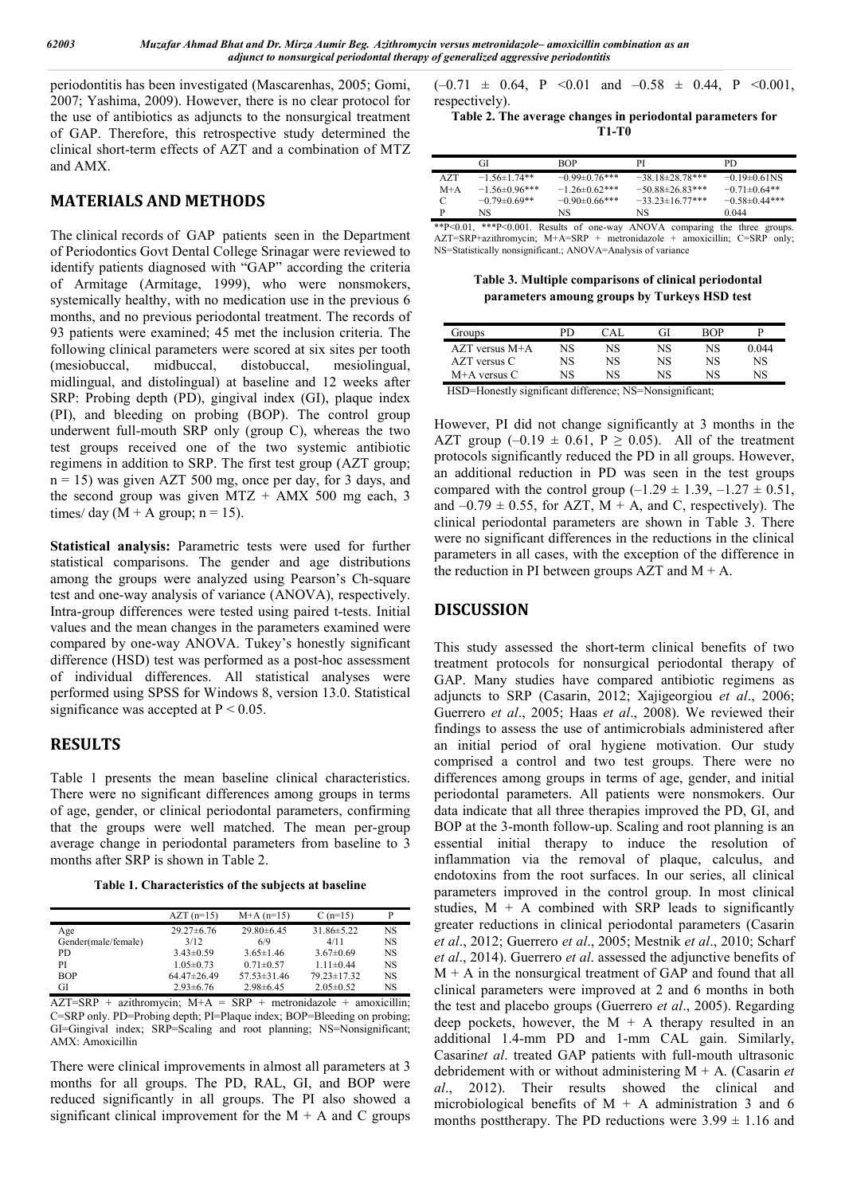periodontitis has been investigated (Mascarenhas, 2005; Gomi, 2007; Yashima, 2009). However, there is no clear protocol for the use of antibiotics as adjuncts to the nonsurgical treatment of GAP. Therefore, this retrospective study determined the clinical short-term effects of AZT and a combination of MTZ and AMX.

## MATERIALS AND METHODS

The clinical records of GAP patients seen in the Department of Periodontics Govt Dental College Srinagar were reviewed to identify patients diagnosed with "GAP" according the criteria of Armitage (Armitage, 1999), who were nonsmokers, systemically healthy, with no medication use in the previous 6 months, and no previous periodontal treatment. The records of 93 patients were examined; 45 met the inclusion criteria. The following clinical parameters were scored at six sites per tooth (mesiobuccal, midbuccal, distobuccal, mesiolingual, midlingual, and distolingual) at baseline and 12 weeks after SRP: Probing depth (PD), gingival index (GI), plaque index (PI), and bleeding on probing (BOP). The control group underwent full-mouth SRP only (group C), whereas the two test groups received one of the two systemic antibiotic regimens in addition to SRP. The first test group (AZT group; n = 15) was given AZT 500 mg, once per day, for 3 days, and the second group was given MTZ + AMX 500 mg each, 3 times/ day (M + A group; n = 15).

**Statistical analysis:** Parametric tests were used for further statistical comparisons. The gender and age distributions among the groups were analyzed using Pearson's Ch-square test and one-way analysis of variance (ANOVA), respectively. Intra-group differences were tested using paired t-tests. Initial values and the mean changes in the parameters examined were compared by one-way ANOVA. Tukey's honestly significant difference (HSD) test was performed as a post-hoc assessment of individual differences. All statistical analyses were performed using SPSS for Windows 8, version 13.0. Statistical significance was accepted at P < 0.05.

## RESULTS

Table 1 presents the mean baseline clinical characteristics. There were no significant differences among groups in terms of age, gender, or clinical periodontal parameters, confirming that the groups were well matched. The mean per-group average change in periodontal parameters from baseline to 3 months after SRP is shown in Table 2.

**Table 1. Characteristics of the subjects at baseline**

| | AZT (n=15) | M+A (n=15) | C (n=15) | P |
|---|---|---|---|---|
| Age | 29.27±6.76 | 29.80±6.45 | 31.86±5.22 | NS |
| Gender(male/female) | 3/12 | 6/9 | 4/11 | NS |
| PD | 3.43±0.59 | 3.65±1.46 | 3.67±0.69 | NS |
| PI | 1.05±0.73 | 0.71±0.57 | 1.11±0.44 | NS |
| BOP | 64.47±26.49 | 57.53±31.46 | 79.23±17.32 | NS |
| GI | 2.93±6.76 | 2.98±6.45 | 2.05±0.52 | NS |

AZT=SRP + azithromycin; M+A = SRP + metronidazole + amoxicillin; C=SRP only. PD=Probing depth; PI=Plaque index; BOP=Bleeding on probing; GI=Gingival index; SRP=Scaling and root planning; NS=Nonsignificant; AMX: Amoxicillin

There were clinical improvements in almost all parameters at 3 months for all groups. The PD, RAL, GI, and BOP were reduced significantly in all groups. The PI also showed a significant clinical improvement for the M + A and C groups (–0.71 ± 0.64, P <0.01 and –0.58 ± 0.44, P <0.001, respectively).

**Table 2. The average changes in periodontal parameters for T1-T0**

| | GI | BOP | PI | PD |
|---|---|---|---|---|
| AZT | −1.56±1.74** | −0.99±0.76*** | −38.18±28.78*** | −0.19±0.61NS |
| M+A | −1.56±0.96*** | −1.26±0.62*** | −50.88±26.83*** | −0.71±0.64** |
| C | −0.79±0.69** | −0.90±0.66*** | −33.23±16.77*** | −0.58±0.44*** |
| P | NS | NS | NS | 0.044 |

**P<0.01, ***P<0.001. Results of one-way ANOVA comparing the three groups. AZT=SRP+azithromycin; M+A=SRP + metronidazole + amoxicillin; C=SRP only; NS=Statistically nonsignificant.; ANOVA=Analysis of variance

**Table 3. Multiple comparisons of clinical periodontal parameters amoung groups by Turkeys HSD test**

| Groups | PD | CAL | GI | BOP | P |
|---|---|---|---|---|---|
| AZT versus M+A | NS | NS | NS | NS | 0.044 |
| AZT versus C | NS | NS | NS | NS | NS |
| M+A versus C | NS | NS | NS | NS | NS |

HSD=Honestly significant difference; NS=Nonsignificant;

However, PI did not change significantly at 3 months in the AZT group (–0.19 ± 0.61, P ≥ 0.05). All of the treatment protocols significantly reduced the PD in all groups. However, an additional reduction in PD was seen in the test groups compared with the control group (–1.29 ± 1.39, –1.27 ± 0.51, and –0.79 ± 0.55, for AZT, M + A, and C, respectively). The clinical periodontal parameters are shown in Table 3. There were no significant differences in the reductions in the clinical parameters in all cases, with the exception of the difference in the reduction in PI between groups AZT and M + A.

## DISCUSSION

This study assessed the short-term clinical benefits of two treatment protocols for nonsurgical periodontal therapy of GAP. Many studies have compared antibiotic regimens as adjuncts to SRP (Casarin, 2012; Xajigeorgiou *et al*., 2006; Guerrero *et al*., 2005; Haas *et al*., 2008). We reviewed their findings to assess the use of antimicrobials administered after an initial period of oral hygiene motivation. Our study comprised a control and two test groups. There were no differences among groups in terms of age, gender, and initial periodontal parameters. All patients were nonsmokers. Our data indicate that all three therapies improved the PD, GI, and BOP at the 3-month follow-up. Scaling and root planning is an essential initial therapy to induce the resolution of inflammation via the removal of plaque, calculus, and endotoxins from the root surfaces. In our series, all clinical parameters improved in the control group. In most clinical studies, M + A combined with SRP leads to significantly greater reductions in clinical periodontal parameters (Casarin *et al*., 2012; Guerrero *et al*., 2005; Mestnik *et al*., 2010; Scharf *et al*., 2014). Guerrero *et al*. assessed the adjunctive benefits of M + A in the nonsurgical treatment of GAP and found that all clinical parameters were improved at 2 and 6 months in both the test and placebo groups (Guerrero *et al*., 2005). Regarding deep pockets, however, the M + A therapy resulted in an additional 1.4-mm PD and 1-mm CAL gain. Similarly, Casarin*et al*. treated GAP patients with full-mouth ultrasonic debridement with or without administering M + A. (Casarin *et al*., 2012). Their results showed the clinical and microbiological benefits of M + A administration 3 and 6 months posttherapy. The PD reductions were 3.99 ± 1.16 and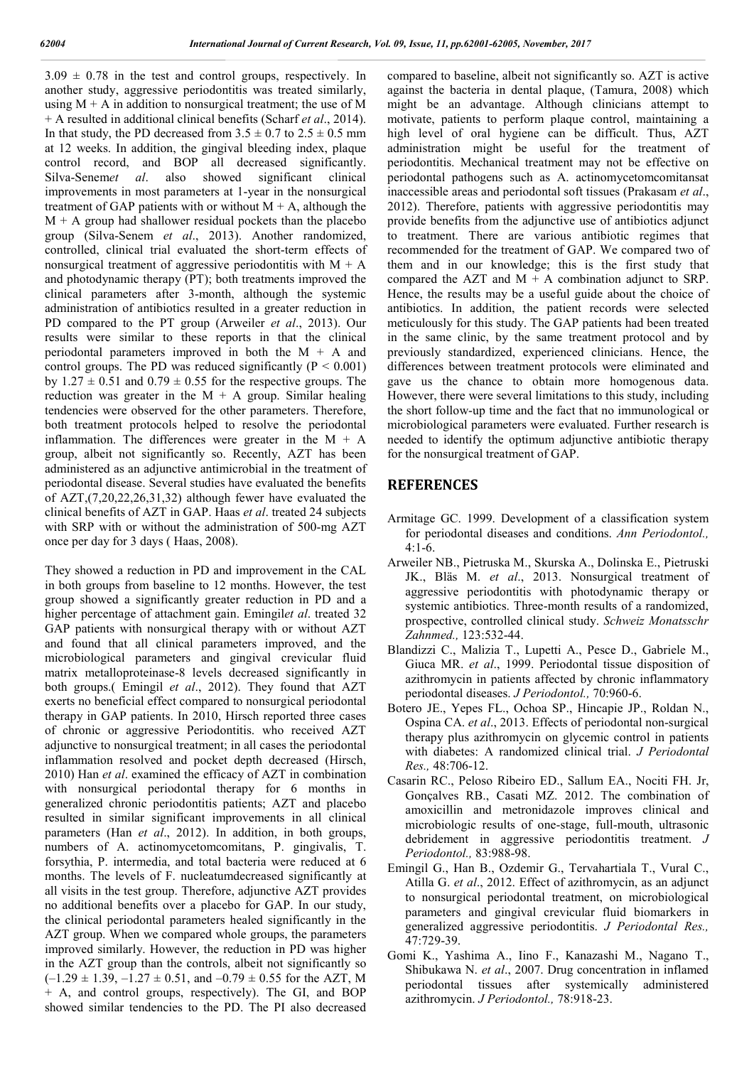$3.09 \pm 0.78$ in the test and control groups, respectively. In another study, aggressive periodontitis was treated similarly, using M + A in addition to nonsurgical treatment; the use of M + A resulted in additional clinical benefits (Scharf *et al*., 2014). In that study, the PD decreased from $3.5 \pm 0.7$ to $2.5 \pm 0.5$ mm at 12 weeks. In addition, the gingival bleeding index, plaque control record, and BOP all decreased significantly. Silva-Senem*et al*. also showed significant clinical improvements in most parameters at 1-year in the nonsurgical treatment of GAP patients with or without M + A, although the M + A group had shallower residual pockets than the placebo group (Silva-Senem *et al*., 2013). Another randomized, controlled, clinical trial evaluated the short-term effects of nonsurgical treatment of aggressive periodontitis with M + A and photodynamic therapy (PT); both treatments improved the clinical parameters after 3-month, although the systemic administration of antibiotics resulted in a greater reduction in PD compared to the PT group (Arweiler *et al*., 2013). Our results were similar to these reports in that the clinical periodontal parameters improved in both the M + A and control groups. The PD was reduced significantly ($P < 0.001$) by $1.27 \pm 0.51$ and $0.79 \pm 0.55$ for the respective groups. The reduction was greater in the M + A group. Similar healing tendencies were observed for the other parameters. Therefore, both treatment protocols helped to resolve the periodontal inflammation. The differences were greater in the M + A group, albeit not significantly so. Recently, AZT has been administered as an adjunctive antimicrobial in the treatment of periodontal disease. Several studies have evaluated the benefits of AZT,(7,20,22,26,31,32) although fewer have evaluated the clinical benefits of AZT in GAP. Haas *et al*. treated 24 subjects with SRP with or without the administration of 500-mg AZT once per day for 3 days ( Haas, 2008).

They showed a reduction in PD and improvement in the CAL in both groups from baseline to 12 months. However, the test group showed a significantly greater reduction in PD and a higher percentage of attachment gain. Emingil*et al*. treated 32 GAP patients with nonsurgical therapy with or without AZT and found that all clinical parameters improved, and the microbiological parameters and gingival crevicular fluid matrix metalloproteinase-8 levels decreased significantly in both groups.( Emingil *et al*., 2012). They found that AZT exerts no beneficial effect compared to nonsurgical periodontal therapy in GAP patients. In 2010, Hirsch reported three cases of chronic or aggressive Periodontitis. who received AZT adjunctive to nonsurgical treatment; in all cases the periodontal inflammation resolved and pocket depth decreased (Hirsch, 2010) Han *et al*. examined the efficacy of AZT in combination with nonsurgical periodontal therapy for 6 months in generalized chronic periodontitis patients; AZT and placebo resulted in similar significant improvements in all clinical parameters (Han *et al*., 2012). In addition, in both groups, numbers of A. actinomycetomcomitans, P. gingivalis, T. forsythia, P. intermedia, and total bacteria were reduced at 6 months. The levels of F. nucleatumdecreased significantly at all visits in the test group. Therefore, adjunctive AZT provides no additional benefits over a placebo for GAP. In our study, the clinical periodontal parameters healed significantly in the AZT group. When we compared whole groups, the parameters improved similarly. However, the reduction in PD was higher in the AZT group than the controls, albeit not significantly so ($-1.29 \pm 1.39$, $-1.27 \pm 0.51$, and $-0.79 \pm 0.55$ for the AZT, M + A, and control groups, respectively). The GI, and BOP showed similar tendencies to the PD. The PI also decreased compared to baseline, albeit not significantly so. AZT is active against the bacteria in dental plaque, (Tamura, 2008) which might be an advantage. Although clinicians attempt to motivate, patients to perform plaque control, maintaining a high level of oral hygiene can be difficult. Thus, AZT administration might be useful for the treatment of periodontitis. Mechanical treatment may not be effective on periodontal pathogens such as A. actinomycetomcomitansat inaccessible areas and periodontal soft tissues (Prakasam *et al*., 2012). Therefore, patients with aggressive periodontitis may provide benefits from the adjunctive use of antibiotics adjunct to treatment. There are various antibiotic regimes that recommended for the treatment of GAP. We compared two of them and in our knowledge; this is the first study that compared the AZT and M + A combination adjunct to SRP. Hence, the results may be a useful guide about the choice of antibiotics. In addition, the patient records were selected meticulously for this study. The GAP patients had been treated in the same clinic, by the same treatment protocol and by previously standardized, experienced clinicians. Hence, the differences between treatment protocols were eliminated and gave us the chance to obtain more homogenous data. However, there were several limitations to this study, including the short follow-up time and the fact that no immunological or microbiological parameters were evaluated. Further research is needed to identify the optimum adjunctive antibiotic therapy for the nonsurgical treatment of GAP.

## REFERENCES

Armitage GC. 1999. Development of a classification system for periodontal diseases and conditions. *Ann Periodontol.,* 4:1-6.

Arweiler NB., Pietruska M., Skurska A., Dolinska E., Pietruski JK., Bläs M. *et al*., 2013. Nonsurgical treatment of aggressive periodontitis with photodynamic therapy or systemic antibiotics. Three-month results of a randomized, prospective, controlled clinical study. *Schweiz Monatsschr Zahnmed.,* 123:532-44.

Blandizzi C., Malizia T., Lupetti A., Pesce D., Gabriele M., Giuca MR. *et al*., 1999. Periodontal tissue disposition of azithromycin in patients affected by chronic inflammatory periodontal diseases. *J Periodontol.,* 70:960-6.

Botero JE., Yepes FL., Ochoa SP., Hincapie JP., Roldan N., Ospina CA. *et al*., 2013. Effects of periodontal non-surgical therapy plus azithromycin on glycemic control in patients with diabetes: A randomized clinical trial. *J Periodontal Res.,* 48:706-12.

Casarin RC., Peloso Ribeiro ED., Sallum EA., Nociti FH. Jr, Gonçalves RB., Casati MZ. 2012. The combination of amoxicillin and metronidazole improves clinical and microbiologic results of one-stage, full-mouth, ultrasonic debridement in aggressive periodontitis treatment. *J Periodontol.,* 83:988-98.

Emingil G., Han B., Ozdemir G., Tervahartiala T., Vural C., Atilla G. *et al*., 2012. Effect of azithromycin, as an adjunct to nonsurgical periodontal treatment, on microbiological parameters and gingival crevicular fluid biomarkers in generalized aggressive periodontitis. *J Periodontal Res.,* 47:729-39.

Gomi K., Yashima A., Iino F., Kanazashi M., Nagano T., Shibukawa N. *et al*., 2007. Drug concentration in inflamed periodontal tissues after systemically administered azithromycin. *J Periodontol.,* 78:918-23.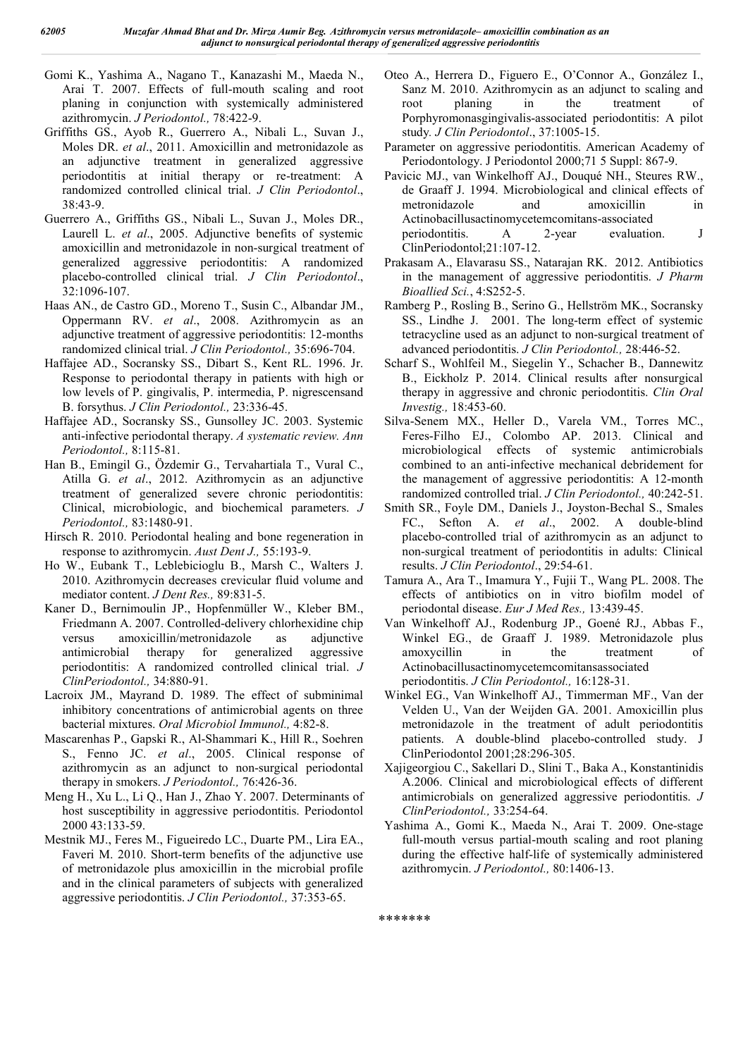Gomi K., Yashima A., Nagano T., Kanazashi M., Maeda N., Arai T. 2007. Effects of full-mouth scaling and root planing in conjunction with systemically administered azithromycin. *J Periodontol.,* 78:422-9.

Griffiths GS., Ayob R., Guerrero A., Nibali L., Suvan J., Moles DR. *et al*., 2011. Amoxicillin and metronidazole as an adjunctive treatment in generalized aggressive periodontitis at initial therapy or re-treatment: A randomized controlled clinical trial. *J Clin Periodontol*., 38:43-9.

Guerrero A., Griffiths GS., Nibali L., Suvan J., Moles DR., Laurell L. *et al*., 2005. Adjunctive benefits of systemic amoxicillin and metronidazole in non-surgical treatment of generalized aggressive periodontitis: A randomized placebo-controlled clinical trial. *J Clin Periodontol*., 32:1096-107.

Haas AN., de Castro GD., Moreno T., Susin C., Albandar JM., Oppermann RV. *et al*., 2008. Azithromycin as an adjunctive treatment of aggressive periodontitis: 12-months randomized clinical trial. *J Clin Periodontol.,* 35:696-704.

Haffajee AD., Socransky SS., Dibart S., Kent RL. 1996. Jr. Response to periodontal therapy in patients with high or low levels of P. gingivalis, P. intermedia, P. nigrescensand B. forsythus. *J Clin Periodontol.,* 23:336-45.

Haffajee AD., Socransky SS., Gunsolley JC. 2003. Systemic anti-infective periodontal therapy. *A systematic review. Ann Periodontol.,* 8:115-81.

Han B., Emingil G., Özdemir G., Tervahartiala T., Vural C., Atilla G. *et al*., 2012. Azithromycin as an adjunctive treatment of generalized severe chronic periodontitis: Clinical, microbiologic, and biochemical parameters. *J Periodontol.,* 83:1480-91.

Hirsch R. 2010. Periodontal healing and bone regeneration in response to azithromycin. *Aust Dent J.,* 55:193-9.

Ho W., Eubank T., Leblebicioglu B., Marsh C., Walters J. 2010. Azithromycin decreases crevicular fluid volume and mediator content. *J Dent Res.,* 89:831-5.

Kaner D., Bernimoulin JP., Hopfenmüller W., Kleber BM., Friedmann A. 2007. Controlled-delivery chlorhexidine chip versus amoxicillin/metronidazole as adjunctive antimicrobial therapy for generalized aggressive periodontitis: A randomized controlled clinical trial. *J ClinPeriodontol.,* 34:880-91.

Lacroix JM., Mayrand D. 1989. The effect of subminimal inhibitory concentrations of antimicrobial agents on three bacterial mixtures. *Oral Microbiol Immunol.,* 4:82-8.

Mascarenhas P., Gapski R., Al-Shammari K., Hill R., Soehren S., Fenno JC. *et al*., 2005. Clinical response of azithromycin as an adjunct to non-surgical periodontal therapy in smokers. *J Periodontol.,* 76:426-36.

Meng H., Xu L., Li Q., Han J., Zhao Y. 2007. Determinants of host susceptibility in aggressive periodontitis. Periodontol 2000 43:133-59.

Mestnik MJ., Feres M., Figueiredo LC., Duarte PM., Lira EA., Faveri M. 2010. Short-term benefits of the adjunctive use of metronidazole plus amoxicillin in the microbial profile and in the clinical parameters of subjects with generalized aggressive periodontitis. *J Clin Periodontol.,* 37:353-65.

Oteo A., Herrera D., Figuero E., O'Connor A., González I., Sanz M. 2010. Azithromycin as an adjunct to scaling and root planing in the treatment of Porphyromonasgingivalis-associated periodontitis: A pilot study*. J Clin Periodontol*., 37:1005-15.

Parameter on aggressive periodontitis. American Academy of Periodontology. J Periodontol 2000;71 5 Suppl: 867-9.

Pavicic MJ., van Winkelhoff AJ., Douqué NH., Steures RW., de Graaff J. 1994. Microbiological and clinical effects of metronidazole and amoxicillin in Actinobacillusactinomycetemcomitans-associated periodontitis. A 2-year evaluation. J ClinPeriodontol;21:107-12.

Prakasam A., Elavarasu SS., Natarajan RK. 2012. Antibiotics in the management of aggressive periodontitis. *J Pharm Bioallied Sci.*, 4:S252-5.

Ramberg P., Rosling B., Serino G., Hellström MK., Socransky SS., Lindhe J. 2001. The long-term effect of systemic tetracycline used as an adjunct to non-surgical treatment of advanced periodontitis. *J Clin Periodontol.,* 28:446-52.

Scharf S., Wohlfeil M., Siegelin Y., Schacher B., Dannewitz B., Eickholz P. 2014. Clinical results after nonsurgical therapy in aggressive and chronic periodontitis. *Clin Oral Investig.,* 18:453-60.

Silva-Senem MX., Heller D., Varela VM., Torres MC., Feres-Filho EJ., Colombo AP. 2013. Clinical and microbiological effects of systemic antimicrobials combined to an anti-infective mechanical debridement for the management of aggressive periodontitis: A 12-month randomized controlled trial. *J Clin Periodontol.,* 40:242-51.

Smith SR., Foyle DM., Daniels J., Joyston-Bechal S., Smales FC., Sefton A. *et al*., 2002. A double-blind placebo-controlled trial of azithromycin as an adjunct to non-surgical treatment of periodontitis in adults: Clinical results. *J Clin Periodontol*., 29:54-61.

Tamura A., Ara T., Imamura Y., Fujii T., Wang PL. 2008. The effects of antibiotics on in vitro biofilm model of periodontal disease. *Eur J Med Res.,* 13:439-45.

Van Winkelhoff AJ., Rodenburg JP., Goené RJ., Abbas F., Winkel EG., de Graaff J. 1989. Metronidazole plus amoxycillin in the treatment of Actinobacillusactinomycetemcomitansassociated periodontitis. *J Clin Periodontol.,* 16:128-31.

Winkel EG., Van Winkelhoff AJ., Timmerman MF., Van der Velden U., Van der Weijden GA. 2001. Amoxicillin plus metronidazole in the treatment of adult periodontitis patients. A double-blind placebo-controlled study. J ClinPeriodontol 2001;28:296-305.

Xajigeorgiou C., Sakellari D., Slini T., Baka A., Konstantinidis A.2006. Clinical and microbiological effects of different antimicrobials on generalized aggressive periodontitis. *J ClinPeriodontol.,* 33:254-64.

Yashima A., Gomi K., Maeda N., Arai T. 2009. One-stage full-mouth versus partial-mouth scaling and root planing during the effective half-life of systemically administered azithromycin. *J Periodontol.,* 80:1406-13.

\*\*\*\*\*\*\*